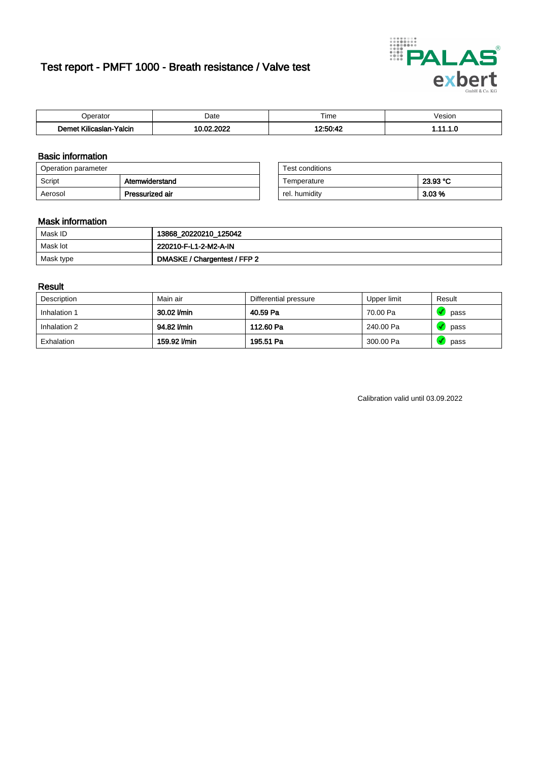# Test report - PMFT 1000 - Breath resistance / Valve test

| Operator | Date | Time | Vesion |
|---|---|---|---|
| **Demet Kilicaslan-Yalcin** | **10.02.2022** | **12:50:42** | **1.11.1.0** |

## Basic information

| Operation parameter | |
|---|---|
| Script | **Atemwiderstand** |
| Aerosol | **Pressurized air** |

| Test conditions | |
|---|---|
| Temperature | **23.93 °C** |
| rel. humidity | **3.03 %** |

## Mask information

| | |
|---|---|
| Mask ID | **13868_20220210_125042** |
| Mask lot | **220210-F-L1-2-M2-A-IN** |
| Mask type | **DMASKE / Chargentest / FFP 2** |

## Result

| Description | Main air | Differential pressure | Upper limit | Result |
|---|---|---|---|---|
| Inhalation 1 | **30.02 l/min** | **40.59 Pa** | 70.00 Pa | pass |
| Inhalation 2 | **94.82 l/min** | **112.60 Pa** | 240.00 Pa | pass |
| Exhalation | **159.92 l/min** | **195.51 Pa** | 300.00 Pa | pass |

Calibration valid until 03.09.2022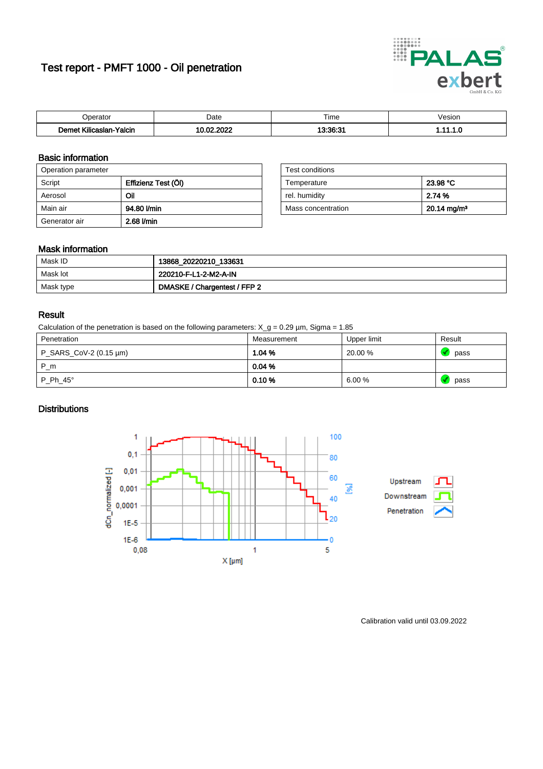# Test report - PMFT 1000 - Oil penetration

PALAS exbert GmbH & Co. KG

| Operator | Date | Time | Vesion |
|---|---|---|---|
| **Demet Kilicaslan-Yalcin** | **10.02.2022** | **13:36:31** | **1.11.1.0** |

## Basic information

| Operation parameter | |
|---|---|
| Script | **Effizienz Test (Öl)** |
| Aerosol | **Oil** |
| Main air | **94.80 l/min** |
| Generator air | **2.68 l/min** |

| Test conditions | |
|---|---|
| Temperature | **23.98 °C** |
| rel. humidity | **2.74 %** |
| Mass concentration | **20.14 mg/m³** |

## Mask information

| | |
|---|---|
| Mask ID | **13868_20220210_133631** |
| Mask lot | **220210-F-L1-2-M2-A-IN** |
| Mask type | **DMASKE / Chargentest / FFP 2** |

## Result

Calculation of the penetration is based on the following parameters: X_g = 0.29 µm, Sigma = 1.85

| Penetration | Measurement | Upper limit | Result |
|---|---|---|---|
| P_SARS_CoV-2 (0.15 µm) | **1.04 %** | 20.00 % | pass |
| P_m | **0.04 %** | | |
| P_Ph_45° | **0.10 %** | 6.00 % | pass |

## Distributions

dCn_normalized [-]

1
0,1
0,01
0,001
0,0001
1E-5
1E-6

0,08
1
5

X [µm]

[%]

100
80
60
40
20
0

Upstream
Downstream
Penetration

Calibration valid until 03.09.2022